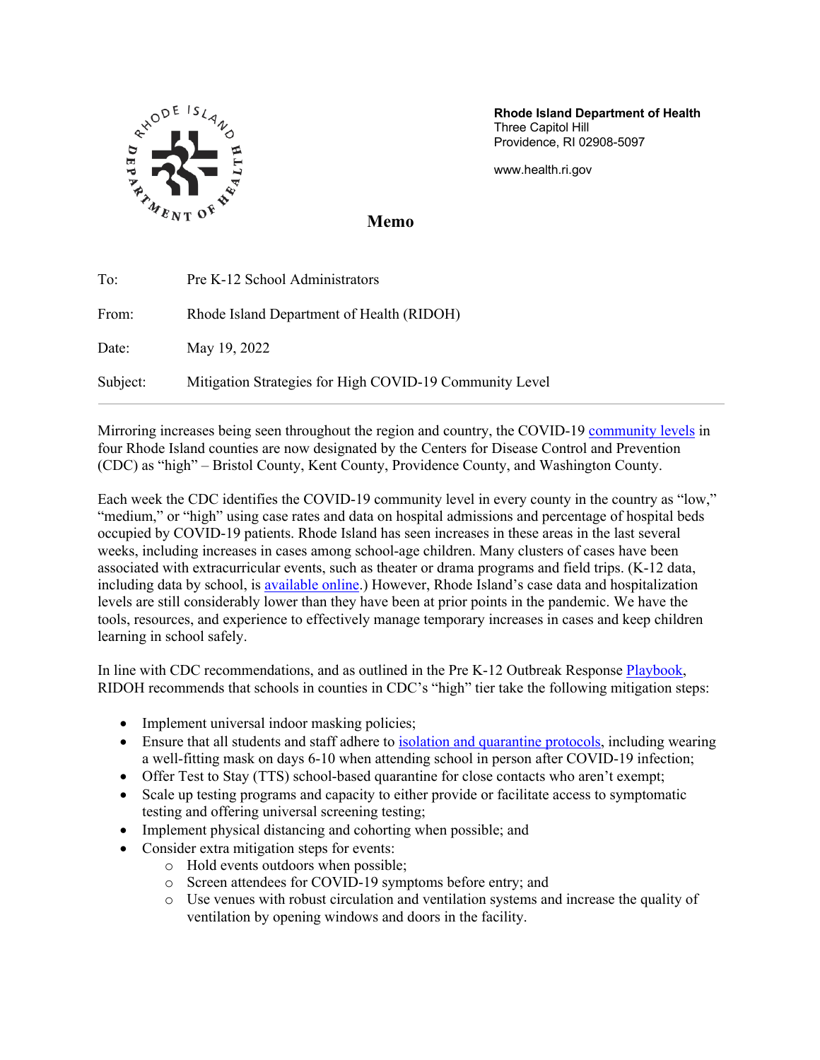**Rhode Island Department of Health**
Three Capitol Hill
Providence, RI 02908-5097

www.health.ri.gov

# Memo

To: Pre K-12 School Administrators

From: Rhode Island Department of Health (RIDOH)

Date: May 19, 2022

Subject: Mitigation Strategies for High COVID-19 Community Level

---

Mirroring increases being seen throughout the region and country, the COVID-19 community levels in four Rhode Island counties are now designated by the Centers for Disease Control and Prevention (CDC) as "high" – Bristol County, Kent County, Providence County, and Washington County.

Each week the CDC identifies the COVID-19 community level in every county in the country as "low," "medium," or "high" using case rates and data on hospital admissions and percentage of hospital beds occupied by COVID-19 patients. Rhode Island has seen increases in these areas in the last several weeks, including increases in cases among school-age children. Many clusters of cases have been associated with extracurricular events, such as theater or drama programs and field trips. (K-12 data, including data by school, is available online.) However, Rhode Island's case data and hospitalization levels are still considerably lower than they have been at prior points in the pandemic. We have the tools, resources, and experience to effectively manage temporary increases in cases and keep children learning in school safely.

In line with CDC recommendations, and as outlined in the Pre K-12 Outbreak Response Playbook, RIDOH recommends that schools in counties in CDC's "high" tier take the following mitigation steps:

- Implement universal indoor masking policies;
- Ensure that all students and staff adhere to isolation and quarantine protocols, including wearing a well-fitting mask on days 6-10 when attending school in person after COVID-19 infection;
- Offer Test to Stay (TTS) school-based quarantine for close contacts who aren't exempt;
- Scale up testing programs and capacity to either provide or facilitate access to symptomatic testing and offering universal screening testing;
- Implement physical distancing and cohorting when possible; and
- Consider extra mitigation steps for events:
  - Hold events outdoors when possible;
  - Screen attendees for COVID-19 symptoms before entry; and
  - Use venues with robust circulation and ventilation systems and increase the quality of ventilation by opening windows and doors in the facility.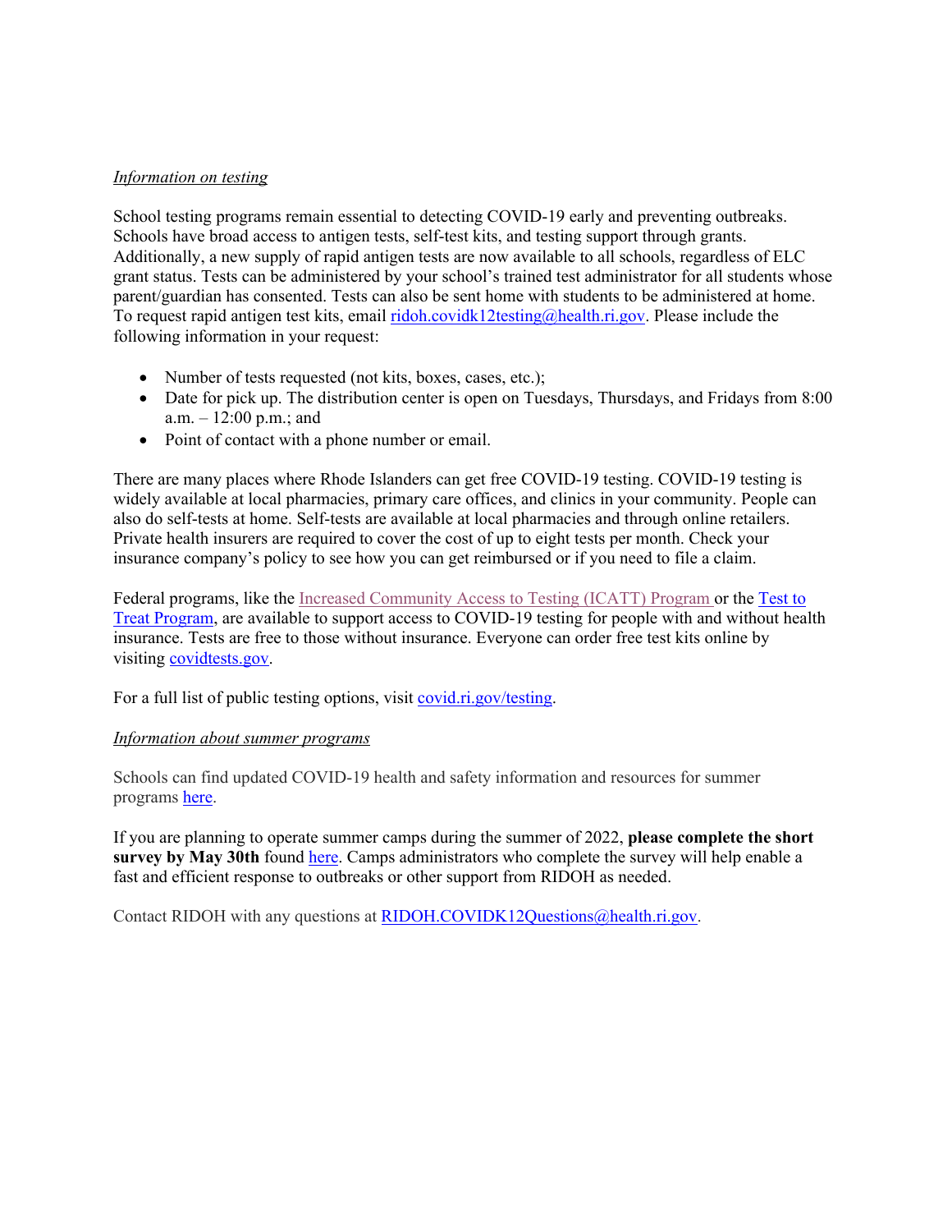*Information on testing*

School testing programs remain essential to detecting COVID-19 early and preventing outbreaks. Schools have broad access to antigen tests, self-test kits, and testing support through grants. Additionally, a new supply of rapid antigen tests are now available to all schools, regardless of ELC grant status. Tests can be administered by your school's trained test administrator for all students whose parent/guardian has consented. Tests can also be sent home with students to be administered at home. To request rapid antigen test kits, email ridoh.covidk12testing@health.ri.gov. Please include the following information in your request:

- Number of tests requested (not kits, boxes, cases, etc.);
- Date for pick up. The distribution center is open on Tuesdays, Thursdays, and Fridays from 8:00 a.m. – 12:00 p.m.; and
- Point of contact with a phone number or email.

There are many places where Rhode Islanders can get free COVID-19 testing. COVID-19 testing is widely available at local pharmacies, primary care offices, and clinics in your community. People can also do self-tests at home. Self-tests are available at local pharmacies and through online retailers. Private health insurers are required to cover the cost of up to eight tests per month. Check your insurance company's policy to see how you can get reimbursed or if you need to file a claim.

Federal programs, like the Increased Community Access to Testing (ICATT) Program or the Test to Treat Program, are available to support access to COVID-19 testing for people with and without health insurance. Tests are free to those without insurance. Everyone can order free test kits online by visiting covidtests.gov.

For a full list of public testing options, visit covid.ri.gov/testing.

*Information about summer programs*

Schools can find updated COVID-19 health and safety information and resources for summer programs here.

If you are planning to operate summer camps during the summer of 2022, **please complete the short survey by May 30th** found here. Camps administrators who complete the survey will help enable a fast and efficient response to outbreaks or other support from RIDOH as needed.

Contact RIDOH with any questions at RIDOH.COVIDK12Questions@health.ri.gov.